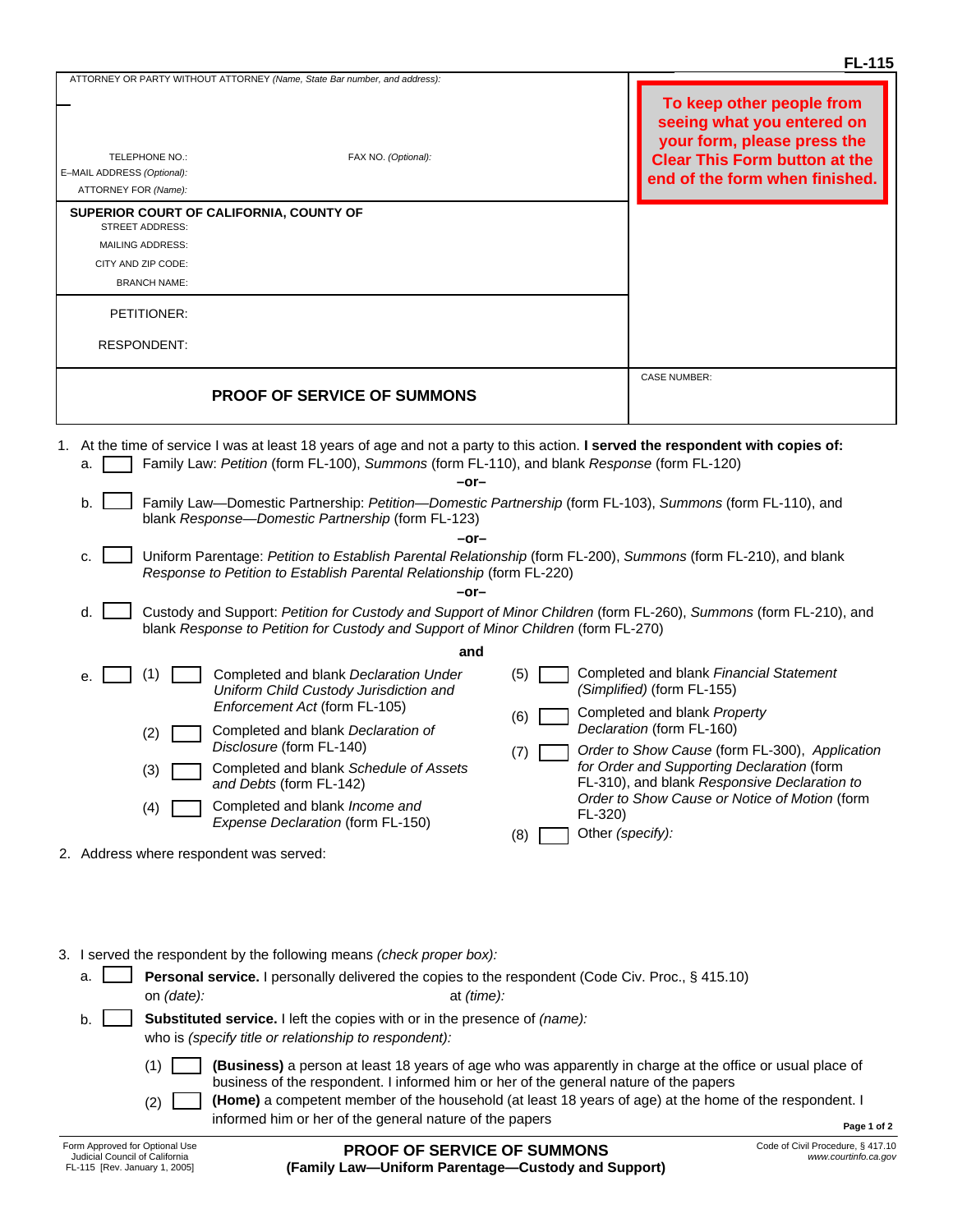**FL-115**

ATTORNEY OR PARTY WITHOUT ATTORNEY *(Name, State Bar number, and address):*

TELEPHONE NO.: FAX NO. *(Optional):*

E-MAIL ADDRESS *(Optional):*

ATTORNEY FOR *(Name):*

**To keep other people from seeing what you entered on your form, please press the Clear This Form button at the end of the form when finished.**

**SUPERIOR COURT OF CALIFORNIA, COUNTY OF**

STREET ADDRESS:

MAILING ADDRESS:

CITY AND ZIP CODE:

BRANCH NAME:

PETITIONER:

RESPONDENT:

CASE NUMBER:

# PROOF OF SERVICE OF SUMMONS

1. At the time of service I was at least 18 years of age and not a party to this action. **I served the respondent with copies of:**
   - a. ☐ Family Law: *Petition* (form FL-100), *Summons* (form FL-110), and blank *Response* (form FL-120)

     **–or–**
   - b. ☐ Family Law—Domestic Partnership: *Petition—Domestic Partnership* (form FL-103), *Summons* (form FL-110), and blank *Response—Domestic Partnership* (form FL-123)

     **–or–**
   - c. ☐ Uniform Parentage: *Petition to Establish Parental Relationship* (form FL-200), *Summons* (form FL-210), and blank *Response to Petition to Establish Parental Relationship* (form FL-220)

     **–or–**
   - d. ☐ Custody and Support: *Petition for Custody and Support of Minor Children* (form FL-260), *Summons* (form FL-210), and blank *Response to Petition for Custody and Support of Minor Children* (form FL-270)

     **and**
   - e. ☐
     - (1) ☐ Completed and blank *Declaration Under Uniform Child Custody Jurisdiction and Enforcement Act* (form FL-105)
     - (2) ☐ Completed and blank *Declaration of Disclosure* (form FL-140)
     - (3) ☐ Completed and blank *Schedule of Assets and Debts* (form FL-142)
     - (4) ☐ Completed and blank *Income and Expense Declaration* (form FL-150)
     - (5) ☐ Completed and blank *Financial Statement (Simplified)* (form FL-155)
     - (6) ☐ Completed and blank *Property Declaration* (form FL-160)
     - (7) ☐ *Order to Show Cause* (form FL-300), *Application for Order and Supporting Declaration* (form FL-310), and blank *Responsive Declaration to Order to Show Cause or Notice of Motion* (form FL-320)
     - (8) ☐ Other *(specify):*

2. Address where respondent was served:

3. I served the respondent by the following means *(check proper box):*
   - a. ☐ **Personal service.** I personally delivered the copies to the respondent (Code Civ. Proc., § 415.10)
     on *(date):* at *(time):*
   - b. ☐ **Substituted service.** I left the copies with or in the presence of *(name):*
     who is *(specify title or relationship to respondent):*
     - (1) ☐ **(Business)** a person at least 18 years of age who was apparently in charge at the office or usual place of business of the respondent. I informed him or her of the general nature of the papers
     - (2) ☐ **(Home)** a competent member of the household (at least 18 years of age) at the home of the respondent. I informed him or her of the general nature of the papers

Form Approved for Optional Use
Judicial Council of California
FL-115 [Rev. January 1, 2005]

**PROOF OF SERVICE OF SUMMONS**
**(Family Law—Uniform Parentage—Custody and Support)**

Code of Civil Procedure, § 417.10
*www.courtinfo.ca.gov*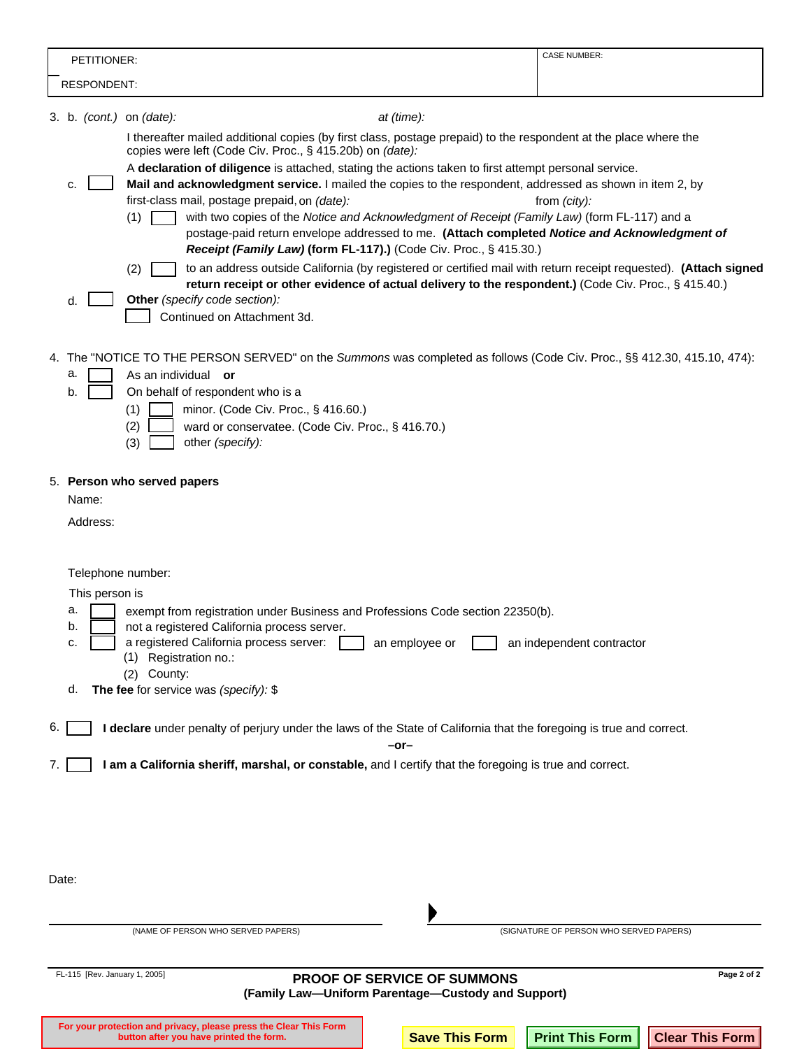| PETITIONER: | CASE NUMBER: |
|---|---|
| RESPONDENT: | |

3. b. *(cont.)* on *(date):* at *(time):*

   I thereafter mailed additional copies (by first class, postage prepaid) to the respondent at the place where the copies were left (Code Civ. Proc., § 415.20b) on *(date):*

   A **declaration of diligence** is attached, stating the actions taken to first attempt personal service.

   c. ☐ **Mail and acknowledgment service.** I mailed the copies to the respondent, addressed as shown in item 2, by first-class mail, postage prepaid, on *(date):* from *(city):*

   (1) ☐ with two copies of the *Notice and Acknowledgment of Receipt (Family Law)* (form FL-117) and a postage-paid return envelope addressed to me. **(Attach completed *Notice and Acknowledgment of Receipt (Family Law)* (form FL-117).)** (Code Civ. Proc., § 415.30.)

   (2) ☐ to an address outside California (by registered or certified mail with return receipt requested). **(Attach signed return receipt or other evidence of actual delivery to the respondent.)** (Code Civ. Proc., § 415.40.)

   d. ☐ **Other** *(specify code section):*

   ☐ Continued on Attachment 3d.

4. The "NOTICE TO THE PERSON SERVED" on the *Summons* was completed as follows (Code Civ. Proc., §§ 412.30, 415.10, 474):

   a. ☐ As an individual **or**

   b. ☐ On behalf of respondent who is a

   (1) ☐ minor. (Code Civ. Proc., § 416.60.)

   (2) ☐ ward or conservatee. (Code Civ. Proc., § 416.70.)

   (3) ☐ other *(specify):*

5. **Person who served papers**

   Name:

   Address:

   Telephone number:

   This person is

   a. ☐ exempt from registration under Business and Professions Code section 22350(b).

   b. ☐ not a registered California process server.

   c. ☐ a registered California process server: ☐ an employee or ☐ an independent contractor

   (1) Registration no.:

   (2) County:

   d. **The fee** for service was *(specify):* $

6. ☐ **I declare** under penalty of perjury under the laws of the State of California that the foregoing is true and correct.

   **–or–**

7. ☐ **I am a California sheriff, marshal, or constable,** and I certify that the foregoing is true and correct.

Date:

(NAME OF PERSON WHO SERVED PAPERS) ▶ (SIGNATURE OF PERSON WHO SERVED PAPERS)

FL-115 [Rev. January 1, 2005]

**PROOF OF SERVICE OF SUMMONS**
**(Family Law—Uniform Parentage—Custody and Support)**

**For your protection and privacy, please press the Clear This Form button after you have printed the form.**

**Save This Form** **Print This Form** **Clear This Form**